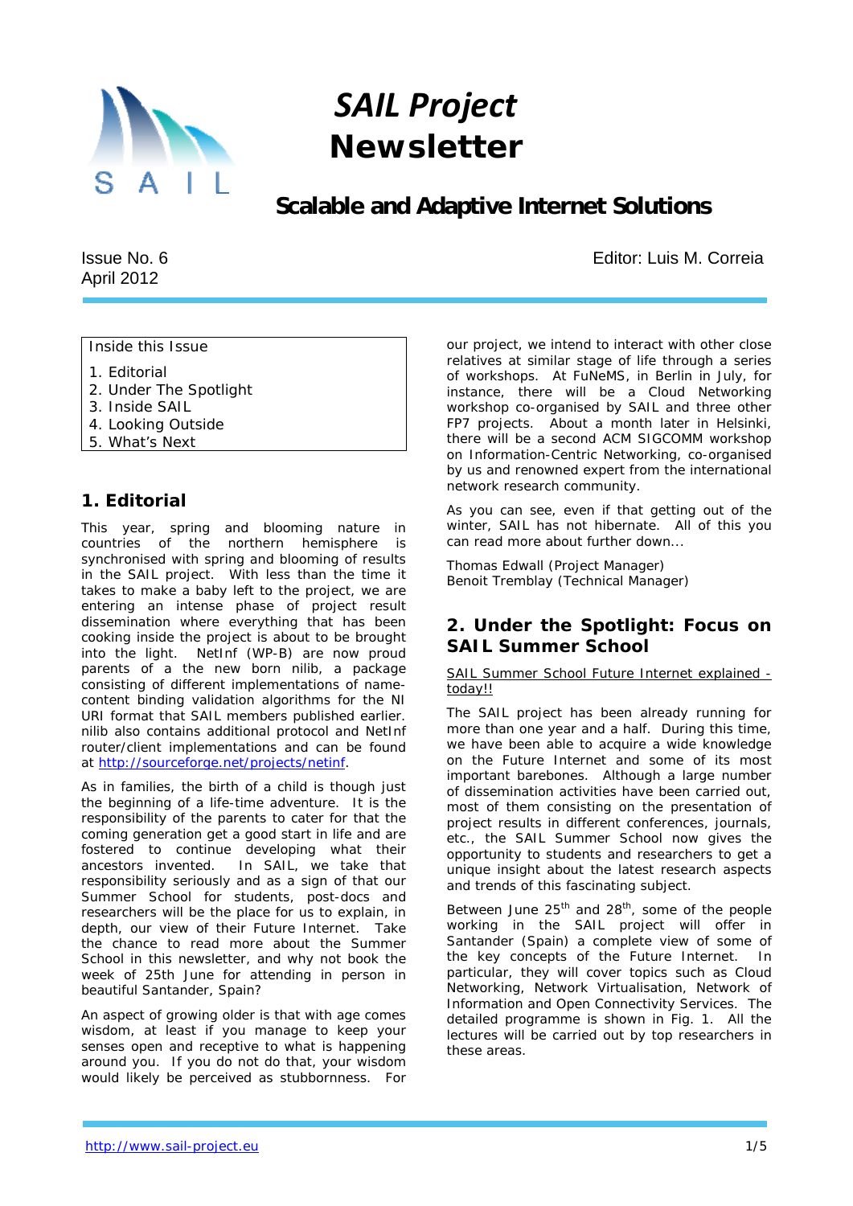# SAIL Project Newsletter

## Scalable and Adaptive Internet Solutions

Issue No. 6
April 2012

Editor: Luis M. Correia

Inside this Issue

1. Editorial
2. Under The Spotlight
3. Inside SAIL
4. Looking Outside
5. What's Next

## 1. Editorial

This year, spring and blooming nature in countries of the northern hemisphere is synchronised with spring and blooming of results in the SAIL project. With less than the time it takes to make a baby left to the project, we are entering an intense phase of project result dissemination where everything that has been cooking inside the project is about to be brought into the light. NetInf (WP-B) are now proud parents of a the new born nilib, a package consisting of different implementations of name-content binding validation algorithms for the NI URI format that SAIL members published earlier. nilib also contains additional protocol and NetInf router/client implementations and can be found at http://sourceforge.net/projects/netinf.

As in families, the birth of a child is though just the beginning of a life-time adventure. It is the responsibility of the parents to cater for that the coming generation get a good start in life and are fostered to continue developing what their ancestors invented. In SAIL, we take that responsibility seriously and as a sign of that our Summer School for students, post-docs and researchers will be the place for us to explain, in depth, our view of their Future Internet. Take the chance to read more about the Summer School in this newsletter, and why not book the week of 25th June for attending in person in beautiful Santander, Spain?

An aspect of growing older is that with age comes wisdom, at least if you manage to keep your senses open and receptive to what is happening around you. If you do not do that, your wisdom would likely be perceived as stubbornness. For our project, we intend to interact with other close relatives at similar stage of life through a series of workshops. At FuNeMS, in Berlin in July, for instance, there will be a Cloud Networking workshop co-organised by SAIL and three other FP7 projects. About a month later in Helsinki, there will be a second ACM SIGCOMM workshop on Information-Centric Networking, co-organised by us and renowned expert from the international network research community.

As you can see, even if that getting out of the winter, SAIL has not hibernate. All of this you can read more about further down...

Thomas Edwall (Project Manager)
Benoit Tremblay (Technical Manager)

## 2. Under the Spotlight: Focus on SAIL Summer School

SAIL Summer School Future Internet explained - today!!

The SAIL project has been already running for more than one year and a half. During this time, we have been able to acquire a wide knowledge on the Future Internet and some of its most important barebones. Although a large number of dissemination activities have been carried out, most of them consisting on the presentation of project results in different conferences, journals, etc., the SAIL Summer School now gives the opportunity to students and researchers to get a unique insight about the latest research aspects and trends of this fascinating subject.

Between June 25th and 28th, some of the people working in the SAIL project will offer in Santander (Spain) a complete view of some of the key concepts of the Future Internet. In particular, they will cover topics such as Cloud Networking, Network Virtualisation, Network of Information and Open Connectivity Services. The detailed programme is shown in Fig. 1. All the lectures will be carried out by top researchers in these areas.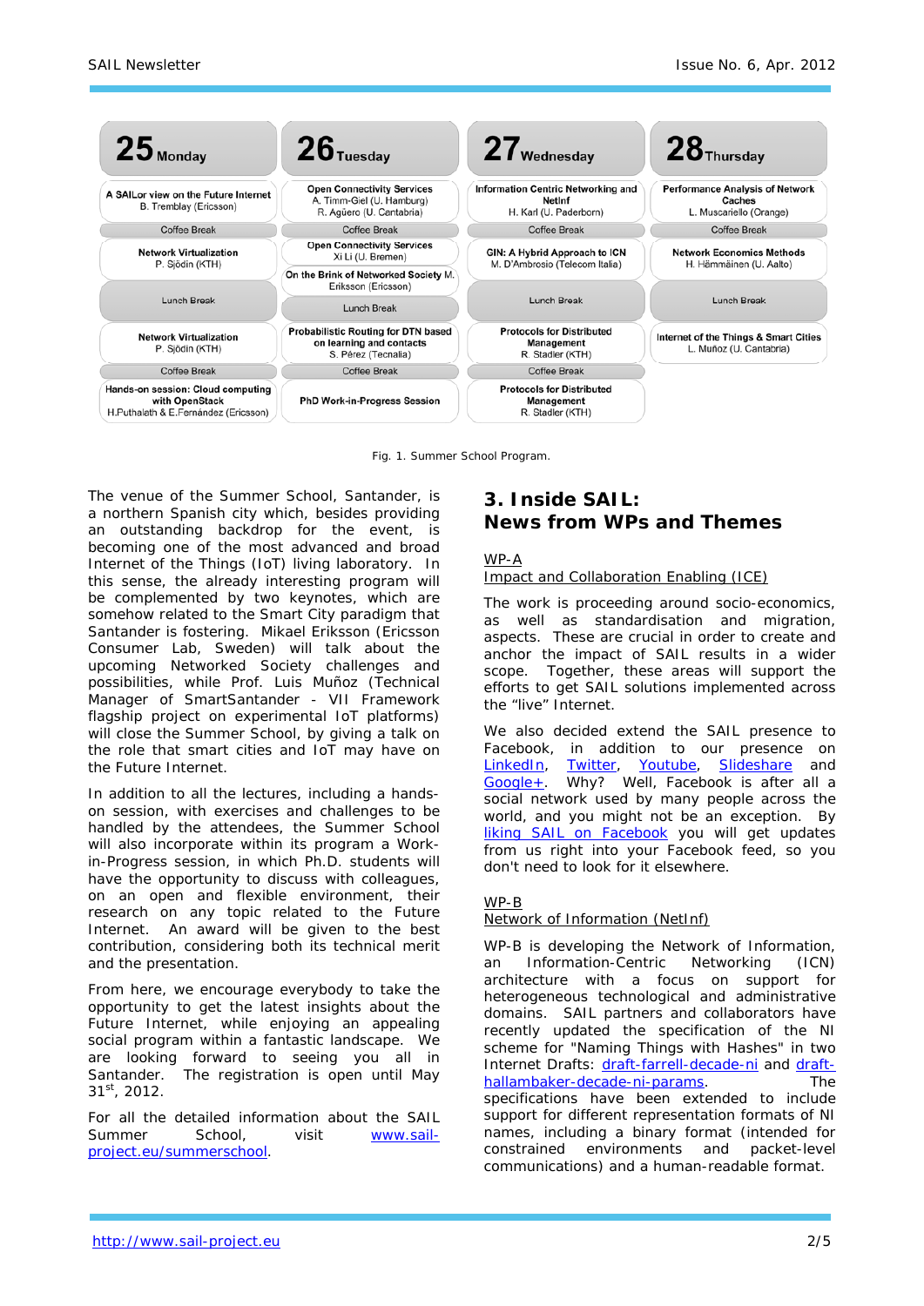| 25 Monday | 26 Tuesday | 27 Wednesday | 28 Thursday |
|---|---|---|---|
| **A SAILor view on the Future Internet** B. Tremblay (Ericsson) | **Open Connectivity Services** A. Timm-Giel (U. Hamburg) R. Agüero (U. Cantabria) | **Information Centric Networking and NetInf** H. Karl (U. Paderborn) | **Performance Analysis of Network Caches** L. Muscariello (Orange) |
| Coffee Break | Coffee Break | Coffee Break | Coffee Break |
| **Network Virtualization** P. Sjödin (KTH) | **Open Connectivity Services** Xi Li (U. Bremen) / **On the Brink of Networked Society** M. Eriksson (Ericsson) | **GIN: A Hybrid Approach to ICN** M. D'Ambrosio (Telecom Italia) | **Network Economics Methods** H. Hämmäinen (U. Aalto) |
| Lunch Break | Lunch Break | Lunch Break | Lunch Break |
| **Network Virtualization** P. Sjödin (KTH) | **Probabilistic Routing for DTN based on learning and contacts** S. Pérez (Tecnalia) | **Protocols for Distributed Management** R. Stadler (KTH) | **Internet of the Things & Smart Cities** L. Muñoz (U. Cantabria) |
| Coffee Break | Coffee Break | Coffee Break | |
| **Hands-on session: Cloud computing with OpenStack** H.Puthalath & E.Fernández (Ericsson) | **PhD Work-in-Progress Session** | **Protocols for Distributed Management** R. Stadler (KTH) | |

Fig. 1. Summer School Program.

The venue of the Summer School, Santander, is a northern Spanish city which, besides providing an outstanding backdrop for the event, is becoming one of the most advanced and broad Internet of the Things (IoT) living laboratory. In this sense, the already interesting program will be complemented by two keynotes, which are somehow related to the Smart City paradigm that Santander is fostering. Mikael Eriksson (Ericsson Consumer Lab, Sweden) will talk about the upcoming Networked Society challenges and possibilities, while Prof. Luis Muñoz (Technical Manager of SmartSantander - VII Framework flagship project on experimental IoT platforms) will close the Summer School, by giving a talk on the role that smart cities and IoT may have on the Future Internet.

In addition to all the lectures, including a hands-on session, with exercises and challenges to be handled by the attendees, the Summer School will also incorporate within its program a Work-in-Progress session, in which Ph.D. students will have the opportunity to discuss with colleagues, on an open and flexible environment, their research on any topic related to the Future Internet. An award will be given to the best contribution, considering both its technical merit and the presentation.

From here, we encourage everybody to take the opportunity to get the latest insights about the Future Internet, while enjoying an appealing social program within a fantastic landscape. We are looking forward to seeing you all in Santander. The registration is open until May 31st, 2012.

For all the detailed information about the SAIL Summer School, visit [www.sail-project.eu/summerschool](www.sail-project.eu/summerschool).

## 3. Inside SAIL: News from WPs and Themes

WP-A
Impact and Collaboration Enabling (ICE)

The work is proceeding around socio-economics, as well as standardisation and migration, aspects. These are crucial in order to create and anchor the impact of SAIL results in a wider scope. Together, these areas will support the efforts to get SAIL solutions implemented across the "live" Internet.

We also decided extend the SAIL presence to Facebook, in addition to our presence on LinkedIn, Twitter, Youtube, Slideshare and Google+. Why? Well, Facebook is after all a social network used by many people across the world, and you might not be an exception. By liking SAIL on Facebook you will get updates from us right into your Facebook feed, so you don't need to look for it elsewhere.

WP-B
Network of Information (NetInf)

WP-B is developing the Network of Information, an Information-Centric Networking (ICN) architecture with a focus on support for heterogeneous technological and administrative domains. SAIL partners and collaborators have recently updated the specification of the NI scheme for "Naming Things with Hashes" in two Internet Drafts: draft-farrell-decade-ni and draft-hallambaker-decade-ni-params. The specifications have been extended to include support for different representation formats of NI names, including a binary format (intended for constrained environments and packet-level communications) and a human-readable format.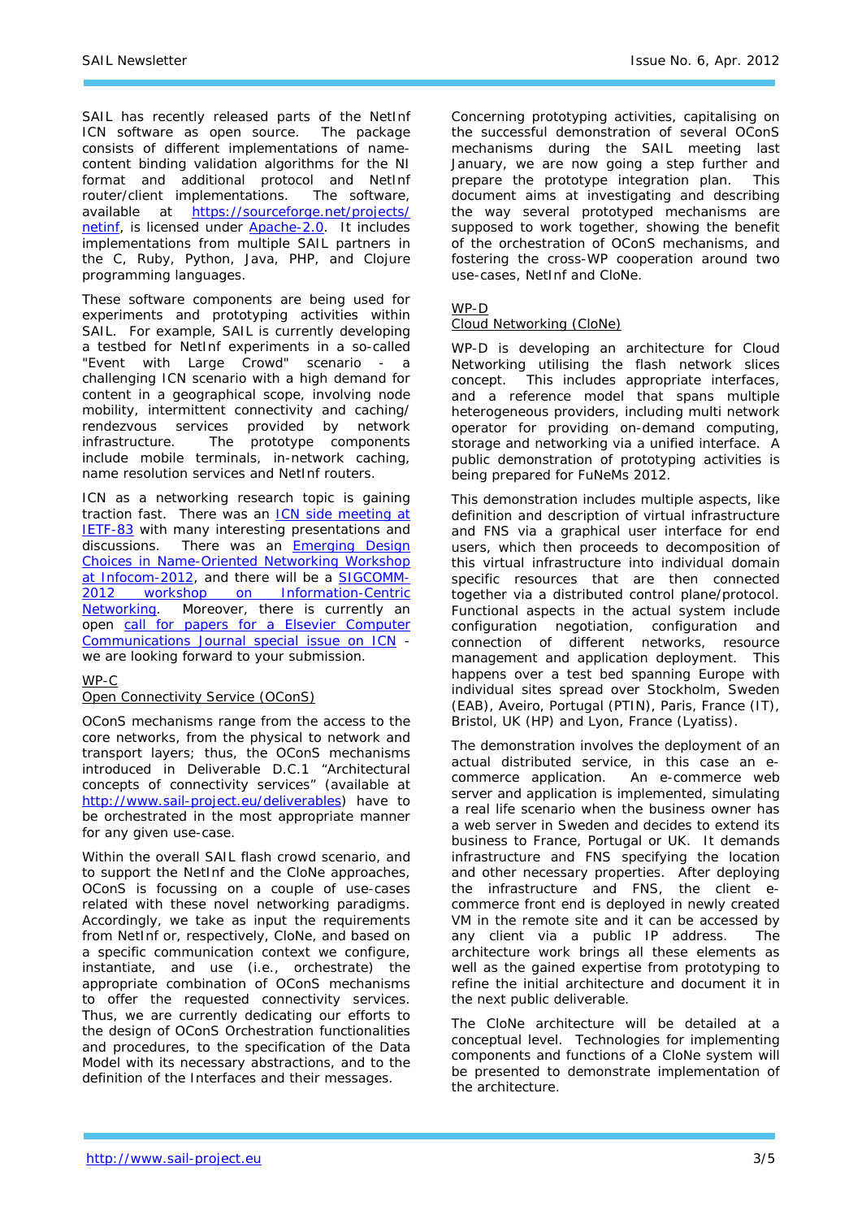SAIL has recently released parts of the NetInf ICN software as open source. The package consists of different implementations of name-content binding validation algorithms for the NI format and additional protocol and NetInf router/client implementations. The software, available at https://sourceforge.net/projects/netinf, is licensed under Apache-2.0. It includes implementations from multiple SAIL partners in the C, Ruby, Python, Java, PHP, and Clojure programming languages.

These software components are being used for experiments and prototyping activities within SAIL. For example, SAIL is currently developing a testbed for NetInf experiments in a so-called "Event with Large Crowd" scenario - a challenging ICN scenario with a high demand for content in a geographical scope, involving node mobility, intermittent connectivity and caching/rendezvous services provided by network infrastructure. The prototype components include mobile terminals, in-network caching, name resolution services and NetInf routers.

ICN as a networking research topic is gaining traction fast. There was an ICN side meeting at IETF-83 with many interesting presentations and discussions. There was an Emerging Design Choices in Name-Oriented Networking Workshop at Infocom-2012, and there will be a SIGCOMM-2012 workshop on Information-Centric Networking. Moreover, there is currently an open call for papers for a Elsevier Computer Communications Journal special issue on ICN - we are looking forward to your submission.

## WP-C
## Open Connectivity Service (OConS)

OConS mechanisms range from the access to the core networks, from the physical to network and transport layers; thus, the OConS mechanisms introduced in Deliverable D.C.1 "Architectural concepts of connectivity services" (available at http://www.sail-project.eu/deliverables) have to be orchestrated in the most appropriate manner for any given use-case.

Within the overall SAIL flash crowd scenario, and to support the NetInf and the CloNe approaches, OConS is focussing on a couple of use-cases related with these novel networking paradigms. Accordingly, we take as input the requirements from NetInf or, respectively, CloNe, and based on a specific communication context we configure, instantiate, and use (i.e., orchestrate) the appropriate combination of OConS mechanisms to offer the requested connectivity services. Thus, we are currently dedicating our efforts to the design of OConS Orchestration functionalities and procedures, to the specification of the Data Model with its necessary abstractions, and to the definition of the Interfaces and their messages.

Concerning prototyping activities, capitalising on the successful demonstration of several OConS mechanisms during the SAIL meeting last January, we are now going a step further and prepare the prototype integration plan. This document aims at investigating and describing the way several prototyped mechanisms are supposed to work together, showing the benefit of the orchestration of OConS mechanisms, and fostering the cross-WP cooperation around two use-cases, NetInf and CloNe.

## WP-D
## Cloud Networking (CloNe)

WP-D is developing an architecture for Cloud Networking utilising the flash network slices concept. This includes appropriate interfaces, and a reference model that spans multiple heterogeneous providers, including multi network operator for providing on-demand computing, storage and networking via a unified interface. A public demonstration of prototyping activities is being prepared for FuNeMs 2012.

This demonstration includes multiple aspects, like definition and description of virtual infrastructure and FNS via a graphical user interface for end users, which then proceeds to decomposition of this virtual infrastructure into individual domain specific resources that are then connected together via a distributed control plane/protocol. Functional aspects in the actual system include configuration negotiation, configuration and connection of different networks, resource management and application deployment. This happens over a test bed spanning Europe with individual sites spread over Stockholm, Sweden (EAB), Aveiro, Portugal (PTIN), Paris, France (IT), Bristol, UK (HP) and Lyon, France (Lyatiss).

The demonstration involves the deployment of an actual distributed service, in this case an e-commerce application. An e-commerce web server and application is implemented, simulating a real life scenario when the business owner has a web server in Sweden and decides to extend its business to France, Portugal or UK. It demands infrastructure and FNS specifying the location and other necessary properties. After deploying the infrastructure and FNS, the client e-commerce front end is deployed in newly created VM in the remote site and it can be accessed by any client via a public IP address. The architecture work brings all these elements as well as the gained expertise from prototyping to refine the initial architecture and document it in the next public deliverable.

The CloNe architecture will be detailed at a conceptual level. Technologies for implementing components and functions of a CloNe system will be presented to demonstrate implementation of the architecture.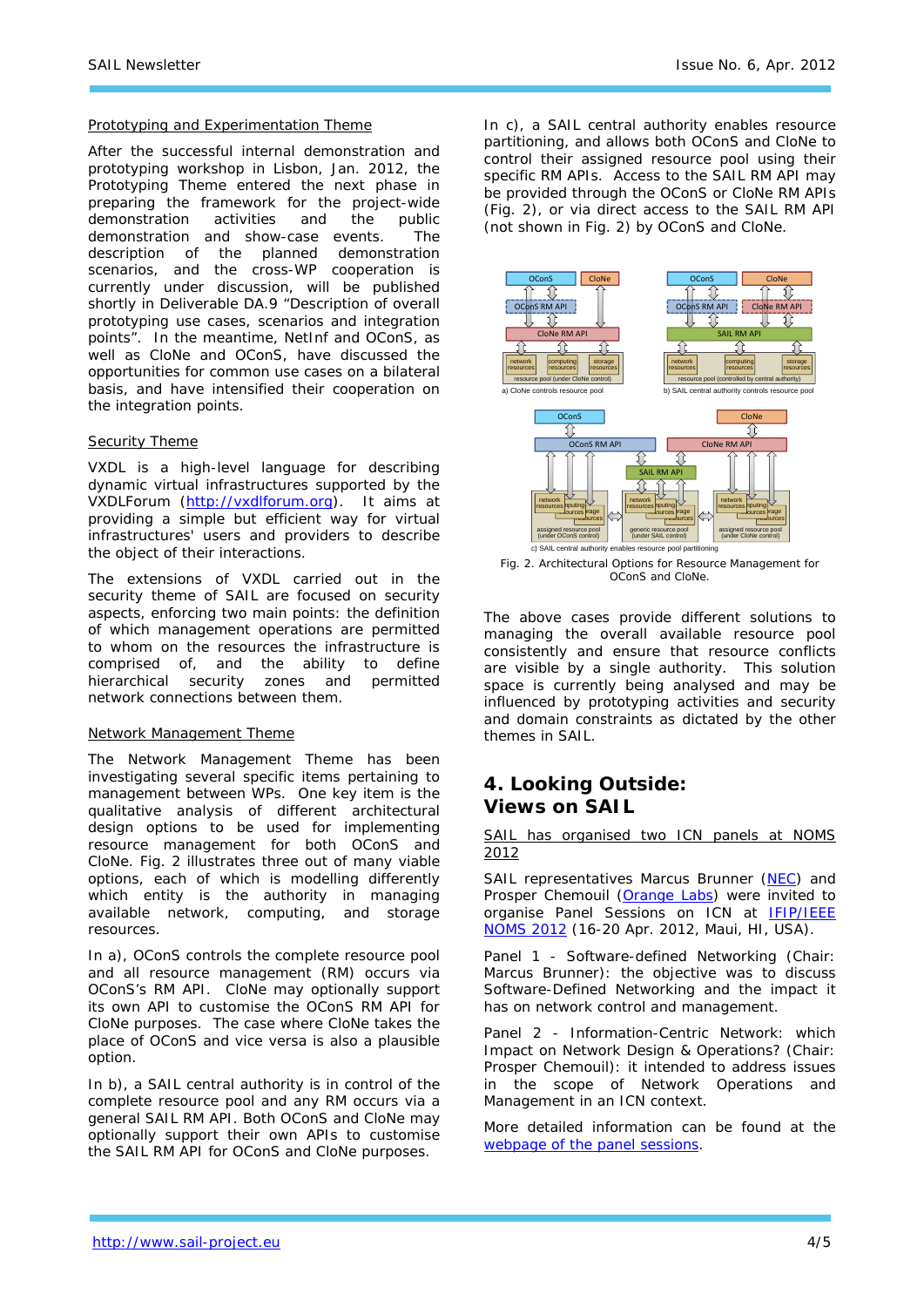Prototyping and Experimentation Theme

After the successful internal demonstration and prototyping workshop in Lisbon, Jan. 2012, the Prototyping Theme entered the next phase in preparing the framework for the project-wide demonstration activities and the public demonstration and show-case events. The description of the planned demonstration scenarios, and the cross-WP cooperation is currently under discussion, will be published shortly in Deliverable DA.9 "Description of overall prototyping use cases, scenarios and integration points". In the meantime, NetInf and OConS, as well as CloNe and OConS, have discussed the opportunities for common use cases on a bilateral basis, and have intensified their cooperation on the integration points.

Security Theme

VXDL is a high-level language for describing dynamic virtual infrastructures supported by the VXDLForum (http://vxdlforum.org). It aims at providing a simple but efficient way for virtual infrastructures' users and providers to describe the object of their interactions.

The extensions of VXDL carried out in the security theme of SAIL are focused on security aspects, enforcing two main points: the definition of which management operations are permitted to whom on the resources the infrastructure is comprised of, and the ability to define hierarchical security zones and permitted network connections between them.

Network Management Theme

The Network Management Theme has been investigating several specific items pertaining to management between WPs. One key item is the qualitative analysis of different architectural design options to be used for implementing resource management for both OConS and CloNe. Fig. 2 illustrates three out of many viable options, each of which is modelling differently which entity is the authority in managing available network, computing, and storage resources.

In a), OConS controls the complete resource pool and all resource management (RM) occurs via OConS's RM API. CloNe may optionally support its own API to customise the OConS RM API for CloNe purposes. The case where CloNe takes the place of OConS and vice versa is also a plausible option.

In b), a SAIL central authority is in control of the complete resource pool and any RM occurs via a general SAIL RM API. Both OConS and CloNe may optionally support their own APIs to customise the SAIL RM API for OConS and CloNe purposes.

In c), a SAIL central authority enables resource partitioning, and allows both OConS and CloNe to control their assigned resource pool using their specific RM APIs. Access to the SAIL RM API may be provided through the OConS or CloNe RM APIs (Fig. 2), or via direct access to the SAIL RM API (not shown in Fig. 2) by OConS and CloNe.

Fig. 2. Architectural Options for Resource Management for OConS and CloNe.

The above cases provide different solutions to managing the overall available resource pool consistently and ensure that resource conflicts are visible by a single authority. This solution space is currently being analysed and may be influenced by prototyping activities and security and domain constraints as dictated by the other themes in SAIL.

## 4. Looking Outside: Views on SAIL

SAIL has organised two ICN panels at NOMS 2012

SAIL representatives Marcus Brunner (NEC) and Prosper Chemouil (Orange Labs) were invited to organise Panel Sessions on ICN at IFIP/IEEE NOMS 2012 (16-20 Apr. 2012, Maui, HI, USA).

Panel 1 - Software-defined Networking (Chair: Marcus Brunner): the objective was to discuss Software-Defined Networking and the impact it has on network control and management.

Panel 2 - Information-Centric Network: which Impact on Network Design & Operations? (Chair: Prosper Chemouil): it intended to address issues in the scope of Network Operations and Management in an ICN context.

More detailed information can be found at the webpage of the panel sessions.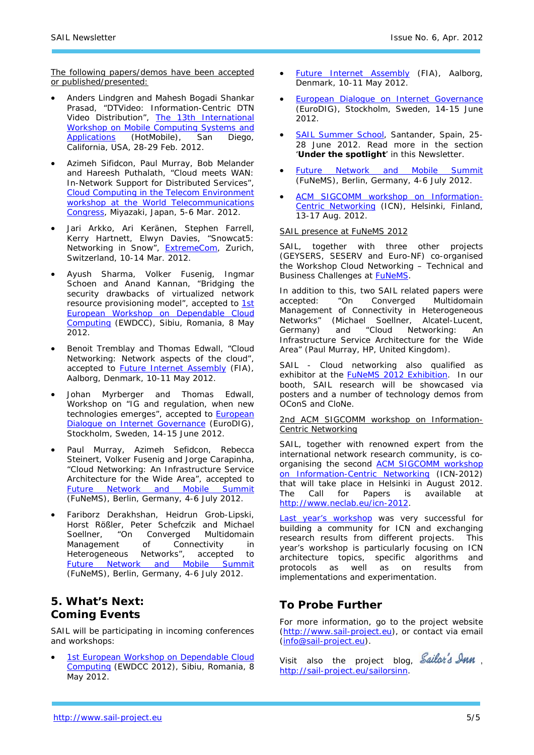The following papers/demos have been accepted or published/presented:

- Anders Lindgren and Mahesh Bogadi Shankar Prasad, "DTVideo: Information-Centric DTN Video Distribution", The 13th International Workshop on Mobile Computing Systems and Applications (HotMobile), San Diego, California, USA, 28-29 Feb. 2012.
- Azimeh Sifidcon, Paul Murray, Bob Melander and Hareesh Puthalath, "Cloud meets WAN: In-Network Support for Distributed Services", Cloud Computing in the Telecom Environment workshop at the World Telecommunications Congress, Miyazaki, Japan, 5-6 Mar. 2012.
- Jari Arkko, Ari Keränen, Stephen Farrell, Kerry Hartnett, Elwyn Davies, "Snowcat5: Networking in Snow", ExtremeCom, Zurich, Switzerland, 10-14 Mar. 2012.
- Ayush Sharma, Volker Fusenig, Ingmar Schoen and Anand Kannan, "Bridging the security drawbacks of virtualized network resource provisioning model", accepted to 1st European Workshop on Dependable Cloud Computing (EWDCC), Sibiu, Romania, 8 May 2012.
- Benoit Tremblay and Thomas Edwall, "Cloud Networking: Network aspects of the cloud", accepted to Future Internet Assembly (FIA), Aalborg, Denmark, 10-11 May 2012.
- Johan Myrberger and Thomas Edwall, Workshop on "IG and regulation, when new technologies emerges", accepted to European Dialogue on Internet Governance (EuroDIG), Stockholm, Sweden, 14-15 June 2012.
- Paul Murray, Azimeh Sefidcon, Rebecca Steinert, Volker Fusenig and Jorge Carapinha, "Cloud Networking: An Infrastructure Service Architecture for the Wide Area", accepted to Future Network and Mobile Summit (FuNeMS), Berlin, Germany, 4-6 July 2012.
- Fariborz Derakhshan, Heidrun Grob-Lipski, Horst Rößler, Peter Schefczik and Michael Soellner, "On Converged Multidomain Management of Connectivity in Heterogeneous Networks", accepted to Future Network and Mobile Summit (FuNeMS), Berlin, Germany, 4-6 July 2012.

## 5. What's Next: Coming Events

SAIL will be participating in incoming conferences and workshops:

- 1st European Workshop on Dependable Cloud Computing (EWDCC 2012), Sibiu, Romania, 8 May 2012.
- Future Internet Assembly (FIA), Aalborg, Denmark, 10-11 May 2012.
- European Dialogue on Internet Governance (EuroDIG), Stockholm, Sweden, 14-15 June 2012.
- SAIL Summer School, Santander, Spain, 25-28 June 2012. Read more in the section '**Under the spotlight**' in this Newsletter.
- Future Network and Mobile Summit (FuNeMS), Berlin, Germany, 4-6 July 2012.
- ACM SIGCOMM workshop on Information-Centric Networking (ICN), Helsinki, Finland, 13-17 Aug. 2012.

SAIL presence at FuNeMS 2012

SAIL, together with three other projects (GEYSERS, SESERV and Euro-NF) co-organised the Workshop Cloud Networking – Technical and Business Challenges at FuNeMS.

In addition to this, two SAIL related papers were accepted: "On Converged Multidomain Management of Connectivity in Heterogeneous Networks" (Michael Soellner, Alcatel-Lucent, Germany) and "Cloud Networking: An Infrastructure Service Architecture for the Wide Area" (Paul Murray, HP, United Kingdom).

SAIL - Cloud networking also qualified as exhibitor at the FuNeMS 2012 Exhibition. In our booth, SAIL research will be showcased via posters and a number of technology demos from OConS and CloNe.

2nd ACM SIGCOMM workshop on Information-Centric Networking

SAIL, together with renowned expert from the international network research community, is co-organising the second ACM SIGCOMM workshop on Information-Centric Networking (ICN-2012) that will take place in Helsinki in August 2012. The Call for Papers is available at http://www.neclab.eu/icn-2012.

Last year's workshop was very successful for building a community for ICN and exchanging research results from different projects. This year's workshop is particularly focusing on ICN architecture topics, specific algorithms and protocols as well as on results from implementations and experimentation.

## To Probe Further

For more information, go to the project website (http://www.sail-project.eu), or contact via email (info@sail-project.eu).

Visit also the project blog, Sailor's Inn, http://sail-project.eu/sailorsinn.